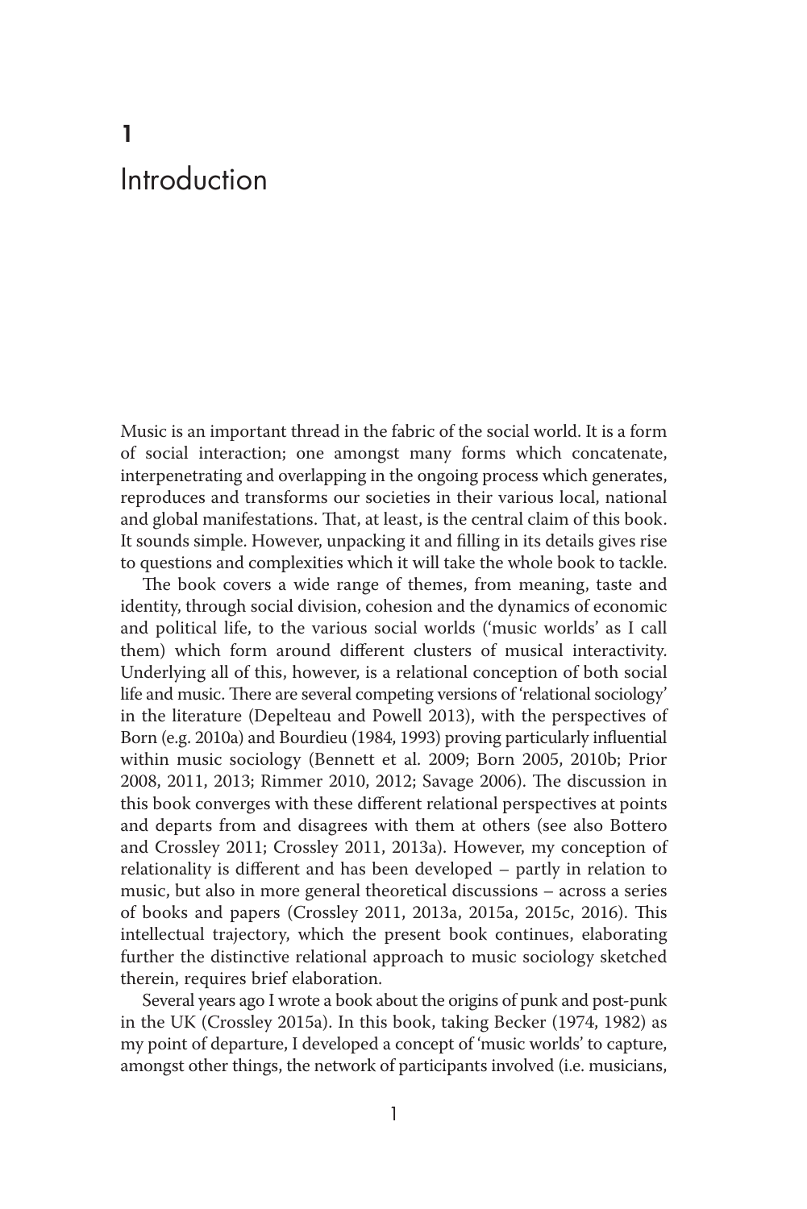# 1 Introduction

Music is an important thread in the fabric of the social world. It is a form of social interaction; one amongst many forms which concatenate, interpenetrating and overlapping in the ongoing process which generates, reproduces and transforms our societies in their various local, national and global manifestations. That, at least, is the central claim of this book. It sounds simple. However, unpacking it and filling in its details gives rise to questions and complexities which it will take the whole book to tackle.

The book covers a wide range of themes, from meaning, taste and identity, through social division, cohesion and the dynamics of economic and political life, to the various social worlds ('music worlds' as I call them) which form around different clusters of musical interactivity. Underlying all of this, however, is a relational conception of both social life and music. There are several competing versions of 'relational sociology' in the literature (Depelteau and Powell 2013), with the perspectives of Born (e.g. 2010a) and Bourdieu (1984, 1993) proving particularly influential within music sociology (Bennett et al. 2009; Born 2005, 2010b; Prior 2008, 2011, 2013; Rimmer 2010, 2012; Savage 2006). The discussion in this book converges with these different relational perspectives at points and departs from and disagrees with them at others (see also Bottero and Crossley 2011; Crossley 2011, 2013a). However, my conception of relationality is different and has been developed – partly in relation to music, but also in more general theoretical discussions – across a series of books and papers (Crossley 2011, 2013a, 2015a, 2015c, 2016). This intellectual trajectory, which the present book continues, elaborating further the distinctive relational approach to music sociology sketched therein, requires brief elaboration.

Several years ago I wrote a book about the origins of punk and post-punk in the UK (Crossley 2015a). In this book, taking Becker (1974, 1982) as my point of departure, I developed a concept of 'music worlds' to capture, amongst other things, the network of participants involved (i.e. musicians,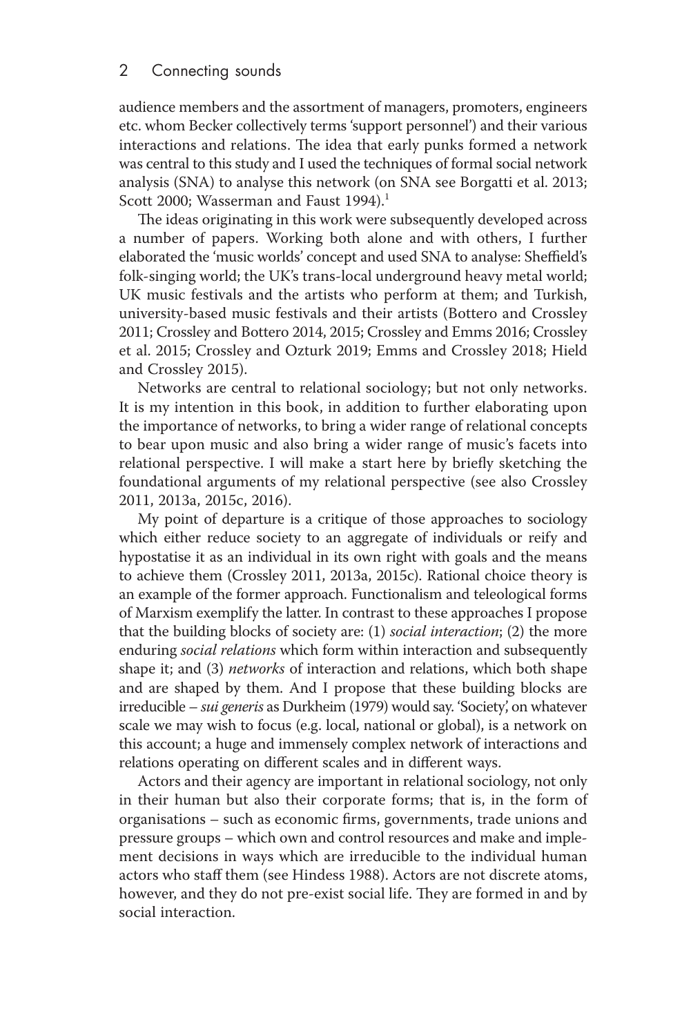audience members and the assortment of managers, promoters, engineers etc. whom Becker collectively terms 'support personnel') and their various interactions and relations. The idea that early punks formed a network was central to this study and I used the techniques of formal social network analysis (SNA) to analyse this network (on SNA see Borgatti et al. 2013; Scott 2000; Wasserman and Faust 1994).[1]

The ideas originating in this work were subsequently developed across a number of papers. Working both alone and with others, I further elaborated the 'music worlds' concept and used SNA to analyse: Sheffield's folk-singing world; the UK's trans-local underground heavy metal world; UK music festivals and the artists who perform at them; and Turkish, university-based music festivals and their artists (Bottero and Crossley 2011; Crossley and Bottero 2014, 2015; Crossley and Emms 2016; Crossley et al. 2015; Crossley and Ozturk 2019; Emms and Crossley 2018; Hield and Crossley 2015).

Networks are central to relational sociology; but not only networks. It is my intention in this book, in addition to further elaborating upon the importance of networks, to bring a wider range of relational concepts to bear upon music and also bring a wider range of music's facets into relational perspective. I will make a start here by briefly sketching the foundational arguments of my relational perspective (see also Crossley 2011, 2013a, 2015c, 2016).

My point of departure is a critique of those approaches to sociology which either reduce society to an aggregate of individuals or reify and hypostatise it as an individual in its own right with goals and the means to achieve them (Crossley 2011, 2013a, 2015c). Rational choice theory is an example of the former approach. Functionalism and teleological forms of Marxism exemplify the latter. In contrast to these approaches I propose that the building blocks of society are: (1) *social interaction*; (2) the more enduring *social relations* which form within interaction and subsequently shape it; and (3) *networks* of interaction and relations, which both shape and are shaped by them. And I propose that these building blocks are irreducible – *sui generis* as Durkheim (1979) would say. 'Society', on whatever scale we may wish to focus (e.g. local, national or global), is a network on this account; a huge and immensely complex network of interactions and relations operating on different scales and in different ways.

Actors and their agency are important in relational sociology, not only in their human but also their corporate forms; that is, in the form of organisations – such as economic firms, governments, trade unions and pressure groups – which own and control resources and make and implement decisions in ways which are irreducible to the individual human actors who staff them (see Hindess 1988). Actors are not discrete atoms, however, and they do not pre-exist social life. They are formed in and by social interaction.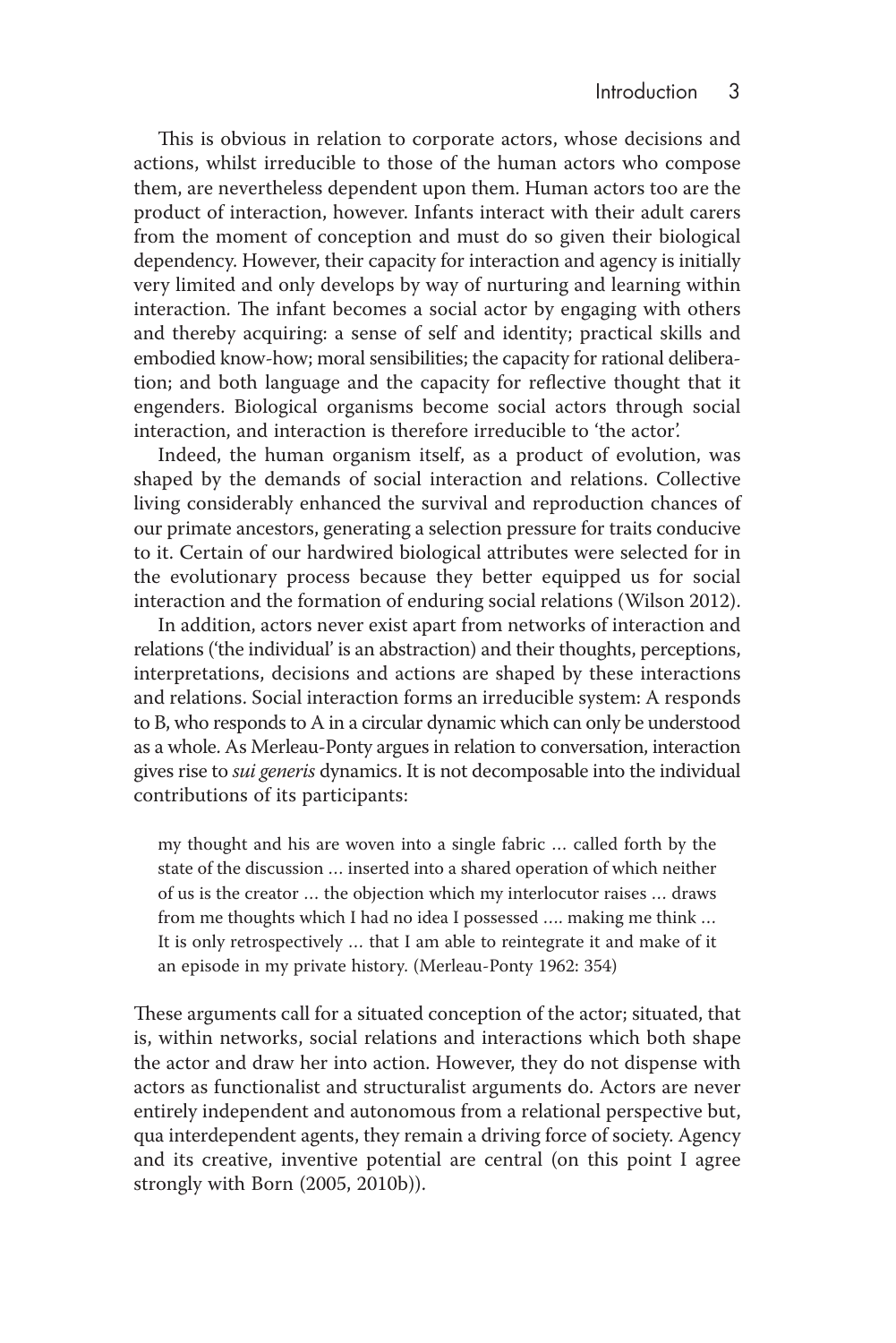This is obvious in relation to corporate actors, whose decisions and actions, whilst irreducible to those of the human actors who compose them, are nevertheless dependent upon them. Human actors too are the product of interaction, however. Infants interact with their adult carers from the moment of conception and must do so given their biological dependency. However, their capacity for interaction and agency is initially very limited and only develops by way of nurturing and learning within interaction. The infant becomes a social actor by engaging with others and thereby acquiring: a sense of self and identity; practical skills and embodied know-how; moral sensibilities; the capacity for rational deliberation; and both language and the capacity for reflective thought that it engenders. Biological organisms become social actors through social interaction, and interaction is therefore irreducible to 'the actor'.

Indeed, the human organism itself, as a product of evolution, was shaped by the demands of social interaction and relations. Collective living considerably enhanced the survival and reproduction chances of our primate ancestors, generating a selection pressure for traits conducive to it. Certain of our hardwired biological attributes were selected for in the evolutionary process because they better equipped us for social interaction and the formation of enduring social relations (Wilson 2012).

In addition, actors never exist apart from networks of interaction and relations ('the individual' is an abstraction) and their thoughts, perceptions, interpretations, decisions and actions are shaped by these interactions and relations. Social interaction forms an irreducible system: A responds to B, who responds to A in a circular dynamic which can only be understood as a whole. As Merleau-Ponty argues in relation to conversation, interaction gives rise to *sui generis* dynamics. It is not decomposable into the individual contributions of its participants:

> my thought and his are woven into a single fabric … called forth by the state of the discussion … inserted into a shared operation of which neither of us is the creator … the objection which my interlocutor raises … draws from me thoughts which I had no idea I possessed …. making me think … It is only retrospectively … that I am able to reintegrate it and make of it an episode in my private history. (Merleau-Ponty 1962: 354)

These arguments call for a situated conception of the actor; situated, that is, within networks, social relations and interactions which both shape the actor and draw her into action. However, they do not dispense with actors as functionalist and structuralist arguments do. Actors are never entirely independent and autonomous from a relational perspective but, qua interdependent agents, they remain a driving force of society. Agency and its creative, inventive potential are central (on this point I agree strongly with Born (2005, 2010b)).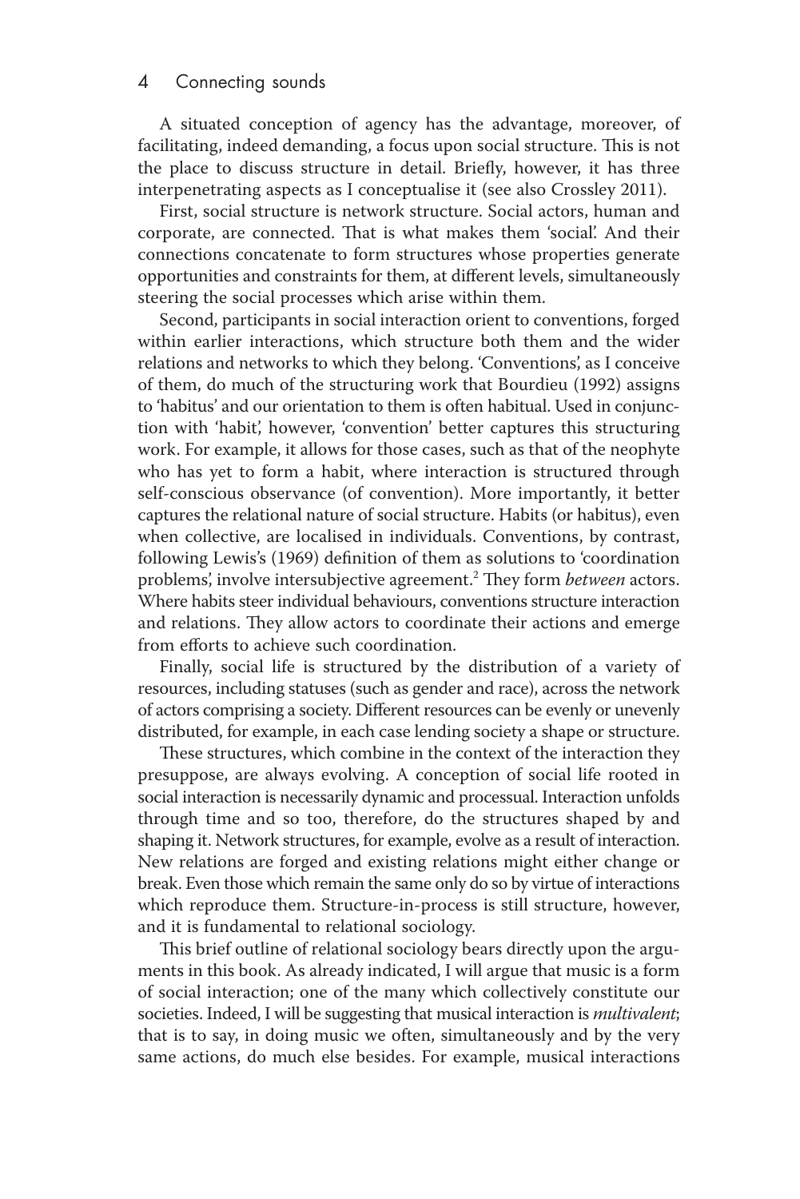A situated conception of agency has the advantage, moreover, of facilitating, indeed demanding, a focus upon social structure. This is not the place to discuss structure in detail. Briefly, however, it has three interpenetrating aspects as I conceptualise it (see also Crossley 2011).

First, social structure is network structure. Social actors, human and corporate, are connected. That is what makes them 'social'. And their connections concatenate to form structures whose properties generate opportunities and constraints for them, at different levels, simultaneously steering the social processes which arise within them.

Second, participants in social interaction orient to conventions, forged within earlier interactions, which structure both them and the wider relations and networks to which they belong. 'Conventions', as I conceive of them, do much of the structuring work that Bourdieu (1992) assigns to 'habitus' and our orientation to them is often habitual. Used in conjunction with 'habit', however, 'convention' better captures this structuring work. For example, it allows for those cases, such as that of the neophyte who has yet to form a habit, where interaction is structured through self-conscious observance (of convention). More importantly, it better captures the relational nature of social structure. Habits (or habitus), even when collective, are localised in individuals. Conventions, by contrast, following Lewis's (1969) definition of them as solutions to 'coordination problems', involve intersubjective agreement.[2] They form *between* actors. Where habits steer individual behaviours, conventions structure interaction and relations. They allow actors to coordinate their actions and emerge from efforts to achieve such coordination.

Finally, social life is structured by the distribution of a variety of resources, including statuses (such as gender and race), across the network of actors comprising a society. Different resources can be evenly or unevenly distributed, for example, in each case lending society a shape or structure.

These structures, which combine in the context of the interaction they presuppose, are always evolving. A conception of social life rooted in social interaction is necessarily dynamic and processual. Interaction unfolds through time and so too, therefore, do the structures shaped by and shaping it. Network structures, for example, evolve as a result of interaction. New relations are forged and existing relations might either change or break. Even those which remain the same only do so by virtue of interactions which reproduce them. Structure-in-process is still structure, however, and it is fundamental to relational sociology.

This brief outline of relational sociology bears directly upon the arguments in this book. As already indicated, I will argue that music is a form of social interaction; one of the many which collectively constitute our societies. Indeed, I will be suggesting that musical interaction is *multivalent*; that is to say, in doing music we often, simultaneously and by the very same actions, do much else besides. For example, musical interactions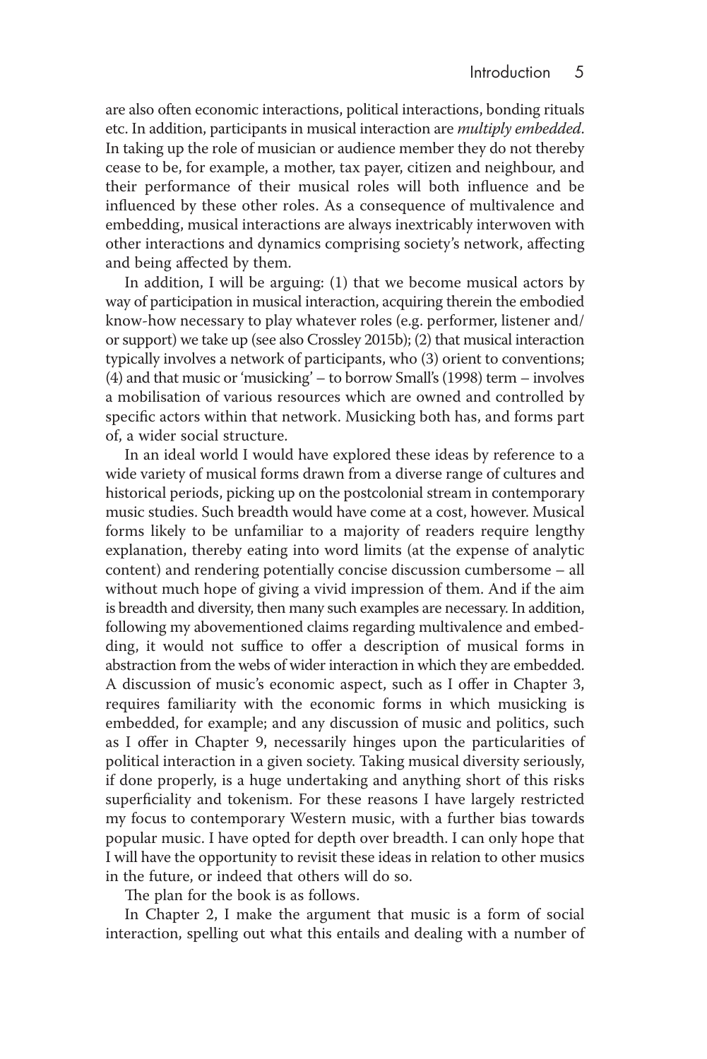are also often economic interactions, political interactions, bonding rituals etc. In addition, participants in musical interaction are *multiply embedded*. In taking up the role of musician or audience member they do not thereby cease to be, for example, a mother, tax payer, citizen and neighbour, and their performance of their musical roles will both influence and be influenced by these other roles. As a consequence of multivalence and embedding, musical interactions are always inextricably interwoven with other interactions and dynamics comprising society's network, affecting and being affected by them.

In addition, I will be arguing: (1) that we become musical actors by way of participation in musical interaction, acquiring therein the embodied know-how necessary to play whatever roles (e.g. performer, listener and/or support) we take up (see also Crossley 2015b); (2) that musical interaction typically involves a network of participants, who (3) orient to conventions; (4) and that music or 'musicking' – to borrow Small's (1998) term – involves a mobilisation of various resources which are owned and controlled by specific actors within that network. Musicking both has, and forms part of, a wider social structure.

In an ideal world I would have explored these ideas by reference to a wide variety of musical forms drawn from a diverse range of cultures and historical periods, picking up on the postcolonial stream in contemporary music studies. Such breadth would have come at a cost, however. Musical forms likely to be unfamiliar to a majority of readers require lengthy explanation, thereby eating into word limits (at the expense of analytic content) and rendering potentially concise discussion cumbersome – all without much hope of giving a vivid impression of them. And if the aim is breadth and diversity, then many such examples are necessary. In addition, following my abovementioned claims regarding multivalence and embedding, it would not suffice to offer a description of musical forms in abstraction from the webs of wider interaction in which they are embedded. A discussion of music's economic aspect, such as I offer in Chapter 3, requires familiarity with the economic forms in which musicking is embedded, for example; and any discussion of music and politics, such as I offer in Chapter 9, necessarily hinges upon the particularities of political interaction in a given society. Taking musical diversity seriously, if done properly, is a huge undertaking and anything short of this risks superficiality and tokenism. For these reasons I have largely restricted my focus to contemporary Western music, with a further bias towards popular music. I have opted for depth over breadth. I can only hope that I will have the opportunity to revisit these ideas in relation to other musics in the future, or indeed that others will do so.

The plan for the book is as follows.

In Chapter 2, I make the argument that music is a form of social interaction, spelling out what this entails and dealing with a number of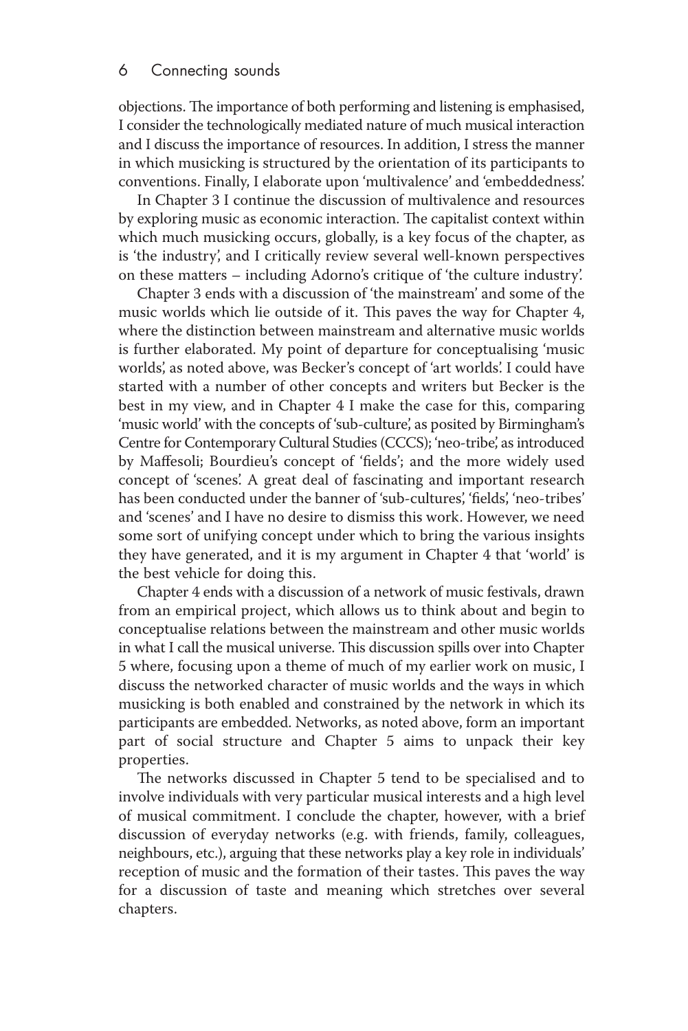objections. The importance of both performing and listening is emphasised, I consider the technologically mediated nature of much musical interaction and I discuss the importance of resources. In addition, I stress the manner in which musicking is structured by the orientation of its participants to conventions. Finally, I elaborate upon 'multivalence' and 'embeddedness'.

In Chapter 3 I continue the discussion of multivalence and resources by exploring music as economic interaction. The capitalist context within which much musicking occurs, globally, is a key focus of the chapter, as is 'the industry', and I critically review several well-known perspectives on these matters – including Adorno's critique of 'the culture industry'.

Chapter 3 ends with a discussion of 'the mainstream' and some of the music worlds which lie outside of it. This paves the way for Chapter 4, where the distinction between mainstream and alternative music worlds is further elaborated. My point of departure for conceptualising 'music worlds', as noted above, was Becker's concept of 'art worlds'. I could have started with a number of other concepts and writers but Becker is the best in my view, and in Chapter 4 I make the case for this, comparing 'music world' with the concepts of 'sub-culture', as posited by Birmingham's Centre for Contemporary Cultural Studies (CCCS); 'neo-tribe', as introduced by Maffesoli; Bourdieu's concept of 'fields'; and the more widely used concept of 'scenes'. A great deal of fascinating and important research has been conducted under the banner of 'sub-cultures', 'fields', 'neo-tribes' and 'scenes' and I have no desire to dismiss this work. However, we need some sort of unifying concept under which to bring the various insights they have generated, and it is my argument in Chapter 4 that 'world' is the best vehicle for doing this.

Chapter 4 ends with a discussion of a network of music festivals, drawn from an empirical project, which allows us to think about and begin to conceptualise relations between the mainstream and other music worlds in what I call the musical universe. This discussion spills over into Chapter 5 where, focusing upon a theme of much of my earlier work on music, I discuss the networked character of music worlds and the ways in which musicking is both enabled and constrained by the network in which its participants are embedded. Networks, as noted above, form an important part of social structure and Chapter 5 aims to unpack their key properties.

The networks discussed in Chapter 5 tend to be specialised and to involve individuals with very particular musical interests and a high level of musical commitment. I conclude the chapter, however, with a brief discussion of everyday networks (e.g. with friends, family, colleagues, neighbours, etc.), arguing that these networks play a key role in individuals' reception of music and the formation of their tastes. This paves the way for a discussion of taste and meaning which stretches over several chapters.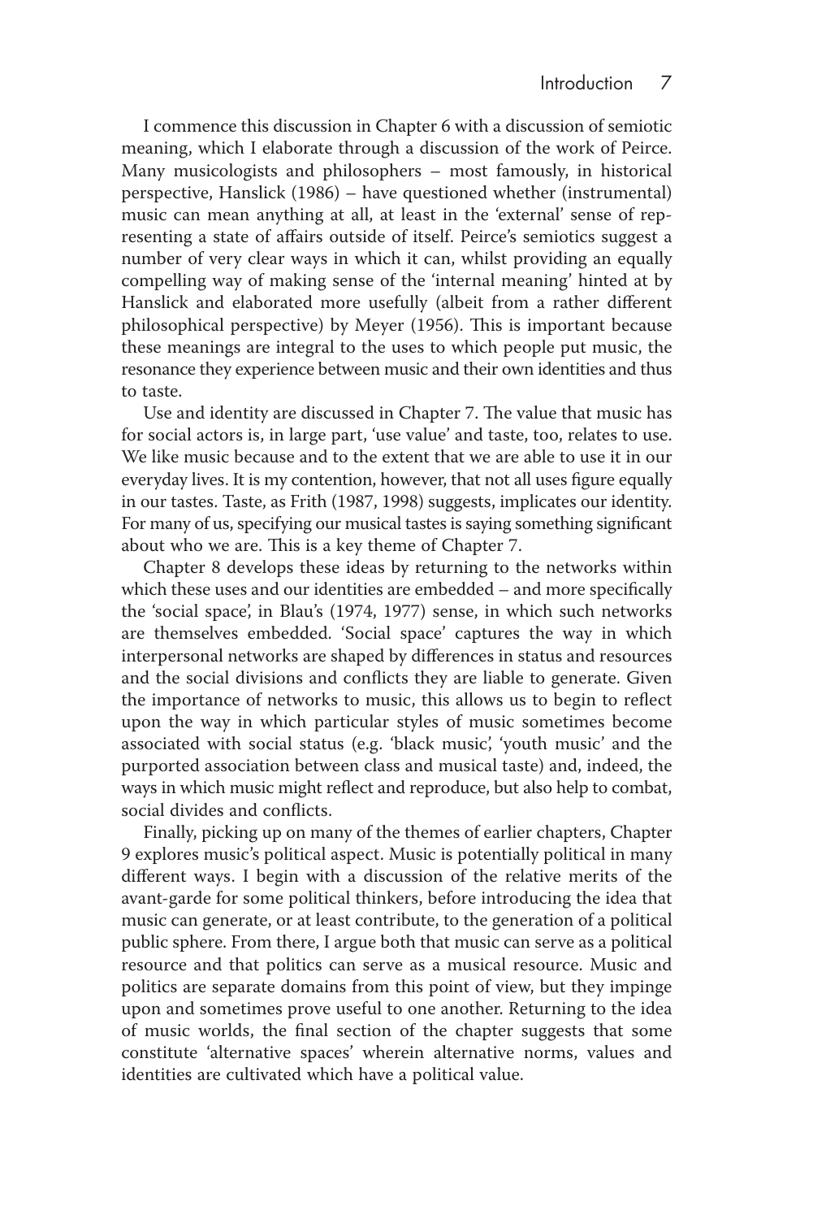I commence this discussion in Chapter 6 with a discussion of semiotic meaning, which I elaborate through a discussion of the work of Peirce. Many musicologists and philosophers – most famously, in historical perspective, Hanslick (1986) – have questioned whether (instrumental) music can mean anything at all, at least in the 'external' sense of representing a state of affairs outside of itself. Peirce's semiotics suggest a number of very clear ways in which it can, whilst providing an equally compelling way of making sense of the 'internal meaning' hinted at by Hanslick and elaborated more usefully (albeit from a rather different philosophical perspective) by Meyer (1956). This is important because these meanings are integral to the uses to which people put music, the resonance they experience between music and their own identities and thus to taste.

Use and identity are discussed in Chapter 7. The value that music has for social actors is, in large part, 'use value' and taste, too, relates to use. We like music because and to the extent that we are able to use it in our everyday lives. It is my contention, however, that not all uses figure equally in our tastes. Taste, as Frith (1987, 1998) suggests, implicates our identity. For many of us, specifying our musical tastes is saying something significant about who we are. This is a key theme of Chapter 7.

Chapter 8 develops these ideas by returning to the networks within which these uses and our identities are embedded – and more specifically the 'social space', in Blau's (1974, 1977) sense, in which such networks are themselves embedded. 'Social space' captures the way in which interpersonal networks are shaped by differences in status and resources and the social divisions and conflicts they are liable to generate. Given the importance of networks to music, this allows us to begin to reflect upon the way in which particular styles of music sometimes become associated with social status (e.g. 'black music', 'youth music' and the purported association between class and musical taste) and, indeed, the ways in which music might reflect and reproduce, but also help to combat, social divides and conflicts.

Finally, picking up on many of the themes of earlier chapters, Chapter 9 explores music's political aspect. Music is potentially political in many different ways. I begin with a discussion of the relative merits of the avant-garde for some political thinkers, before introducing the idea that music can generate, or at least contribute, to the generation of a political public sphere. From there, I argue both that music can serve as a political resource and that politics can serve as a musical resource. Music and politics are separate domains from this point of view, but they impinge upon and sometimes prove useful to one another. Returning to the idea of music worlds, the final section of the chapter suggests that some constitute 'alternative spaces' wherein alternative norms, values and identities are cultivated which have a political value.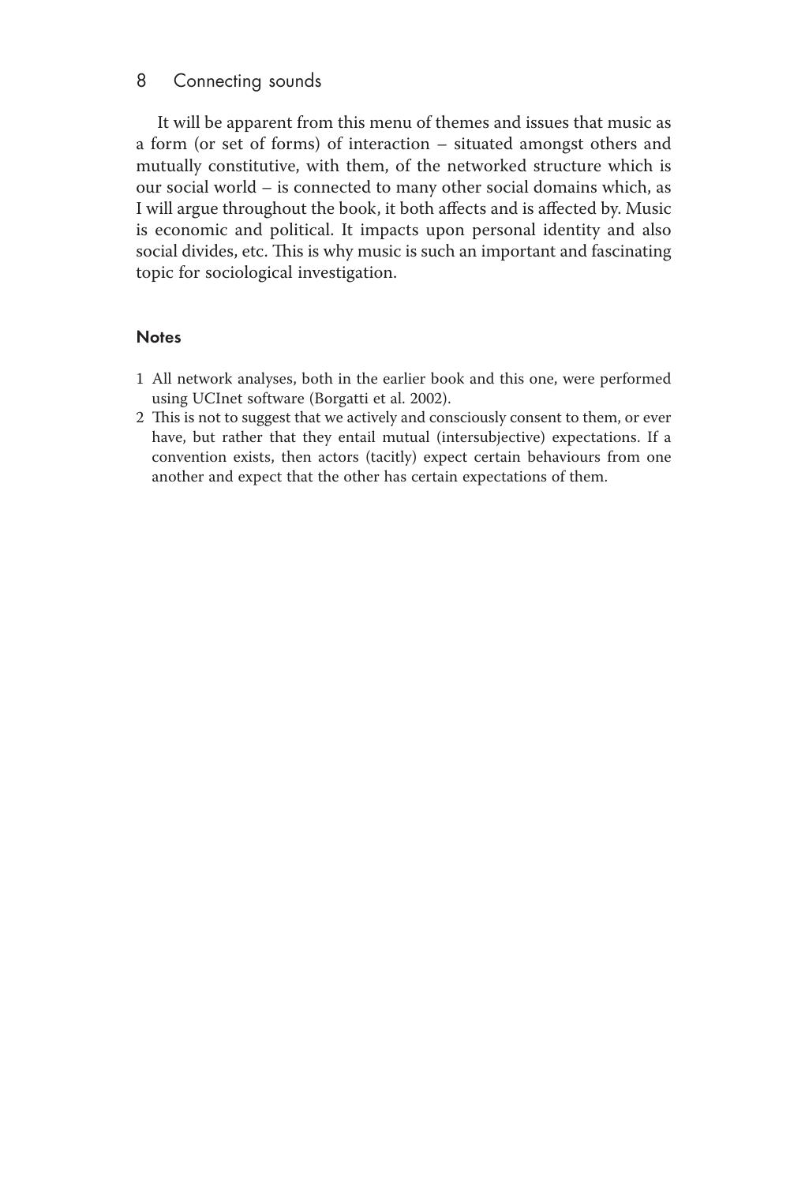It will be apparent from this menu of themes and issues that music as a form (or set of forms) of interaction – situated amongst others and mutually constitutive, with them, of the networked structure which is our social world – is connected to many other social domains which, as I will argue throughout the book, it both affects and is affected by. Music is economic and political. It impacts upon personal identity and also social divides, etc. This is why music is such an important and fascinating topic for sociological investigation.

## Notes

1 All network analyses, both in the earlier book and this one, were performed using UCInet software (Borgatti et al. 2002).

2 This is not to suggest that we actively and consciously consent to them, or ever have, but rather that they entail mutual (intersubjective) expectations. If a convention exists, then actors (tacitly) expect certain behaviours from one another and expect that the other has certain expectations of them.